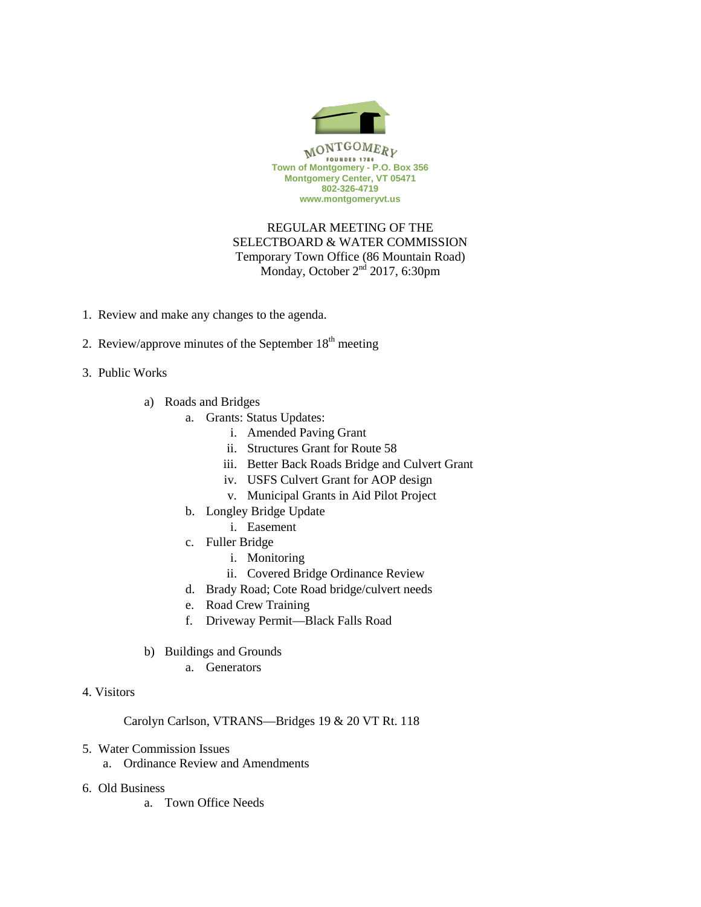MONTGOMERY
FOUNDED 1789
Town of Montgomery - P.O. Box 356
Montgomery Center, VT 05471
802-326-4719
www.montgomeryvt.us

# REGULAR MEETING OF THE SELECTBOARD & WATER COMMISSION

Temporary Town Office (86 Mountain Road)
Monday, October 2nd 2017, 6:30pm

1. Review and make any changes to the agenda.

2. Review/approve minutes of the September 18th meeting

3. Public Works

   a) Roads and Bridges
      a. Grants: Status Updates:
         i. Amended Paving Grant
         ii. Structures Grant for Route 58
         iii. Better Back Roads Bridge and Culvert Grant
         iv. USFS Culvert Grant for AOP design
         v. Municipal Grants in Aid Pilot Project
      b. Longley Bridge Update
         i. Easement
      c. Fuller Bridge
         i. Monitoring
         ii. Covered Bridge Ordinance Review
      d. Brady Road; Cote Road bridge/culvert needs
      e. Road Crew Training
      f. Driveway Permit—Black Falls Road

   b) Buildings and Grounds
      a. Generators

4. Visitors

   Carolyn Carlson, VTRANS—Bridges 19 & 20 VT Rt. 118

5. Water Commission Issues
   a. Ordinance Review and Amendments

6. Old Business
   a. Town Office Needs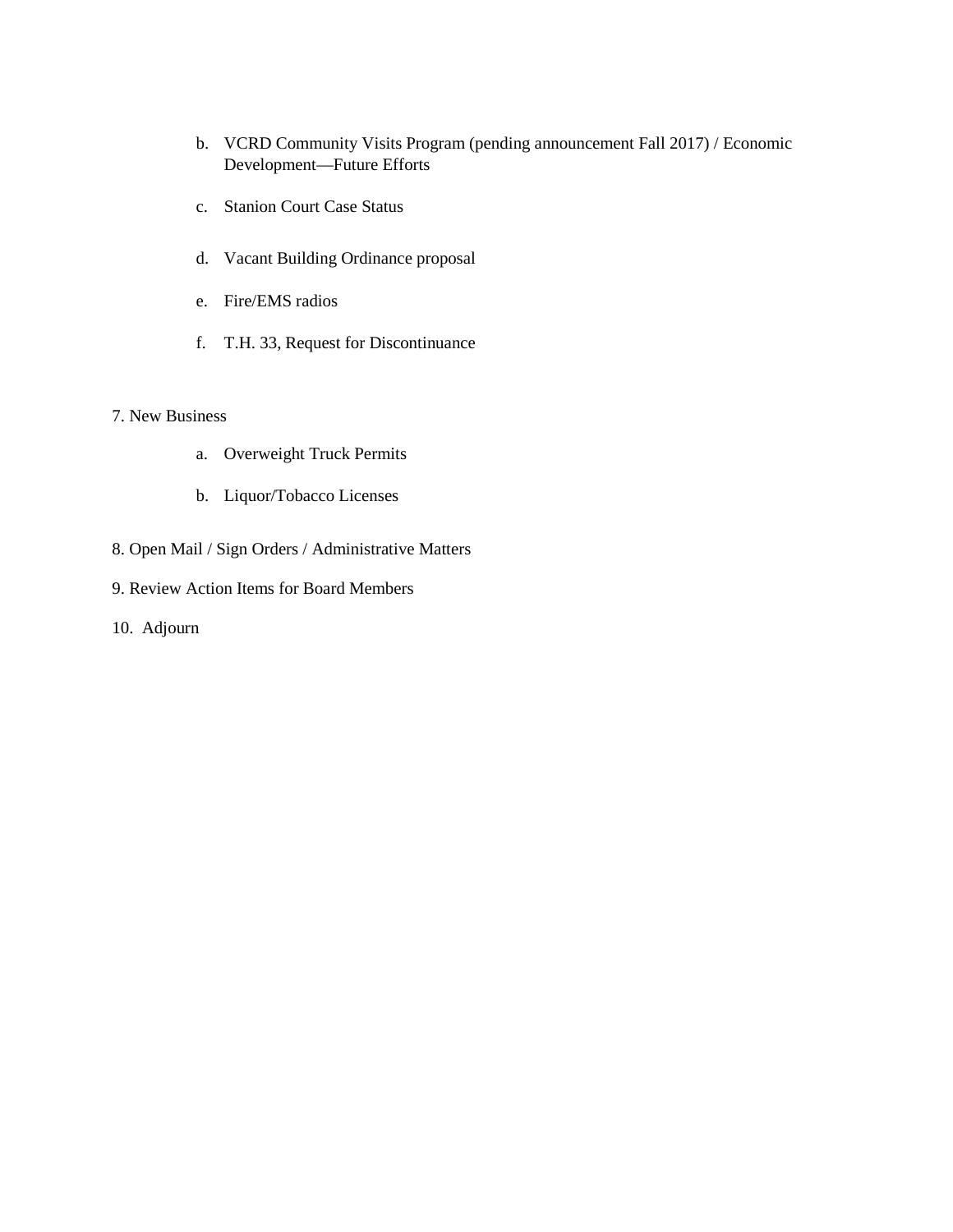b. VCRD Community Visits Program (pending announcement Fall 2017) / Economic Development—Future Efforts

c. Stanion Court Case Status

d. Vacant Building Ordinance proposal

e. Fire/EMS radios

f. T.H. 33, Request for Discontinuance

7. New Business

a. Overweight Truck Permits

b. Liquor/Tobacco Licenses

8. Open Mail / Sign Orders / Administrative Matters

9. Review Action Items for Board Members

10. Adjourn